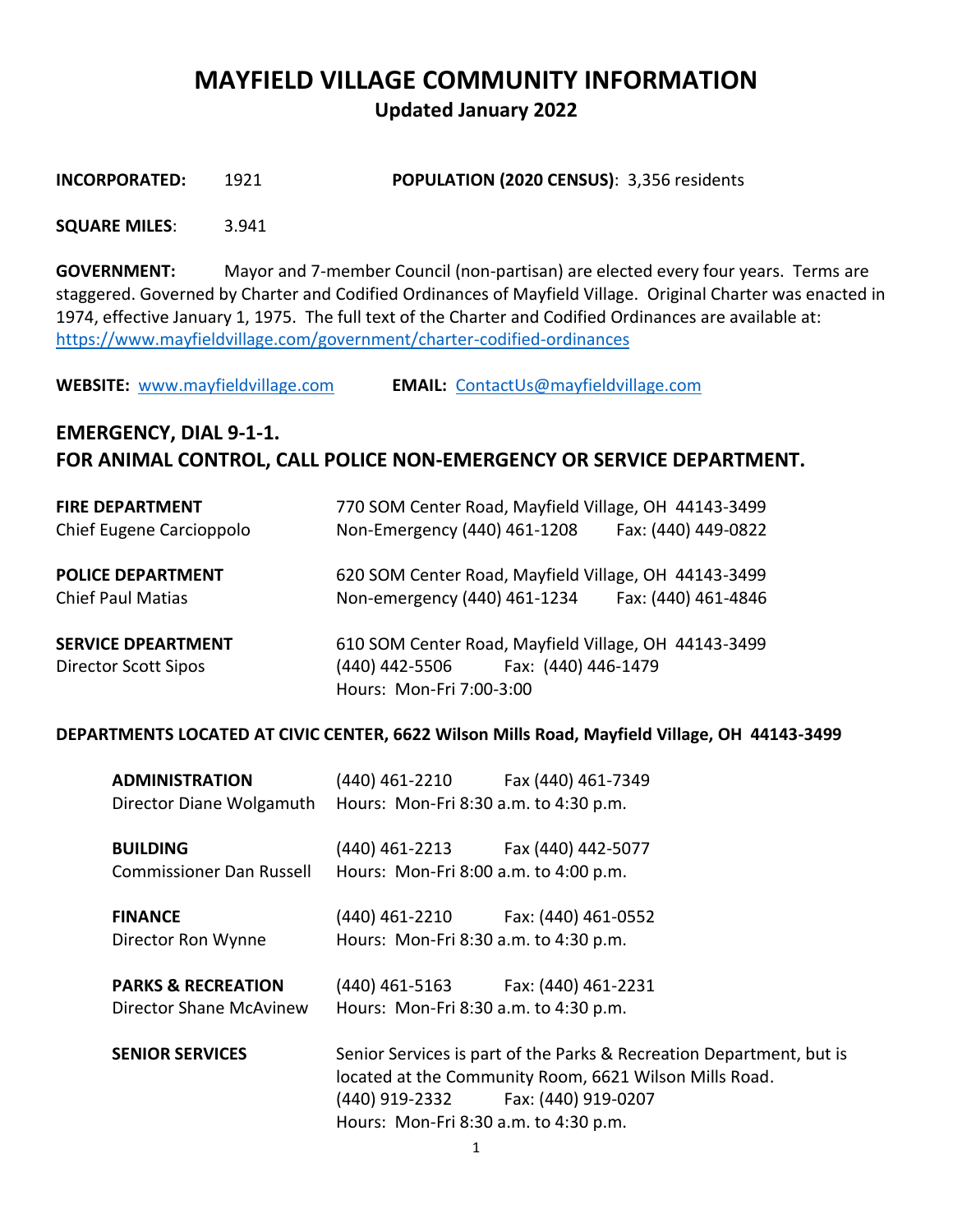# MAYFIELD VILLAGE COMMUNITY INFORMATION

## Updated January 2022

**INCORPORATED:** 1921 **POPULATION (2020 CENSUS)**: 3,356 residents

**SQUARE MILES**: 3.941

**GOVERNMENT:** Mayor and 7-member Council (non-partisan) are elected every four years. Terms are staggered. Governed by Charter and Codified Ordinances of Mayfield Village. Original Charter was enacted in 1974, effective January 1, 1975. The full text of the Charter and Codified Ordinances are available at: https://www.mayfieldvillage.com/government/charter-codified-ordinances

**WEBSITE:** www.mayfieldvillage.com **EMAIL:** ContactUs@mayfieldvillage.com

## EMERGENCY, DIAL 9-1-1.
## FOR ANIMAL CONTROL, CALL POLICE NON-EMERGENCY OR SERVICE DEPARTMENT.

**FIRE DEPARTMENT**
Chief Eugene Carcioppolo
770 SOM Center Road, Mayfield Village, OH 44143-3499
Non-Emergency (440) 461-1208 Fax: (440) 449-0822

**POLICE DEPARTMENT**
Chief Paul Matias
620 SOM Center Road, Mayfield Village, OH 44143-3499
Non-emergency (440) 461-1234 Fax: (440) 461-4846

**SERVICE DPEARTMENT**
Director Scott Sipos
610 SOM Center Road, Mayfield Village, OH 44143-3499
(440) 442-5506 Fax: (440) 446-1479
Hours: Mon-Fri 7:00-3:00

**DEPARTMENTS LOCATED AT CIVIC CENTER, 6622 Wilson Mills Road, Mayfield Village, OH 44143-3499**

**ADMINISTRATION**
Director Diane Wolgamuth
(440) 461-2210 Fax (440) 461-7349
Hours: Mon-Fri 8:30 a.m. to 4:30 p.m.

**BUILDING**
Commissioner Dan Russell
(440) 461-2213 Fax (440) 442-5077
Hours: Mon-Fri 8:00 a.m. to 4:00 p.m.

**FINANCE**
Director Ron Wynne
(440) 461-2210 Fax: (440) 461-0552
Hours: Mon-Fri 8:30 a.m. to 4:30 p.m.

**PARKS & RECREATION**
Director Shane McAvinew
(440) 461-5163 Fax: (440) 461-2231
Hours: Mon-Fri 8:30 a.m. to 4:30 p.m.

**SENIOR SERVICES**
Senior Services is part of the Parks & Recreation Department, but is located at the Community Room, 6621 Wilson Mills Road.
(440) 919-2332 Fax: (440) 919-0207
Hours: Mon-Fri 8:30 a.m. to 4:30 p.m.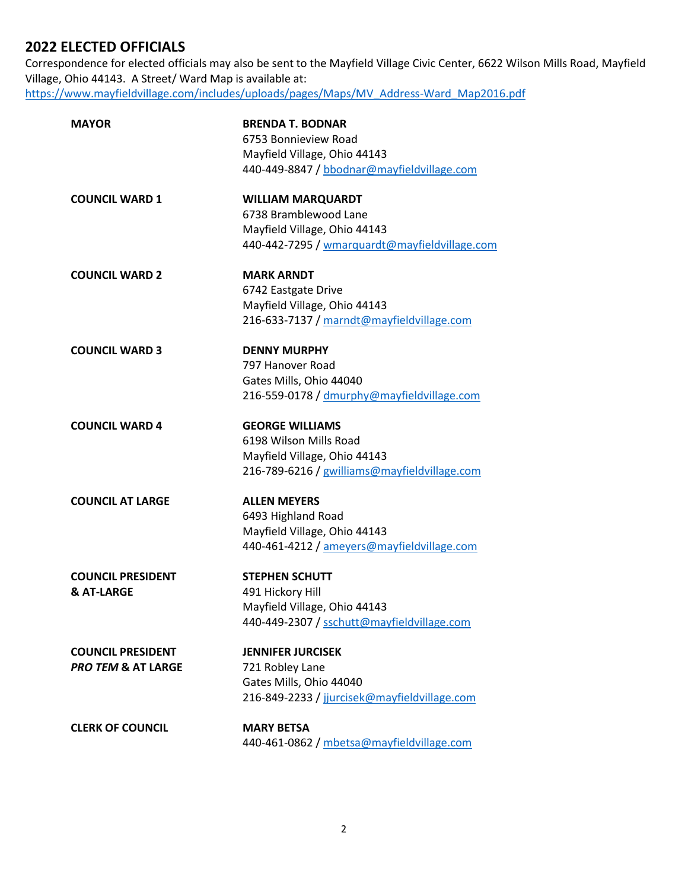## 2022 ELECTED OFFICIALS

Correspondence for elected officials may also be sent to the Mayfield Village Civic Center, 6622 Wilson Mills Road, Mayfield Village, Ohio 44143. A Street/ Ward Map is available at: https://www.mayfieldvillage.com/includes/uploads/pages/Maps/MV_Address-Ward_Map2016.pdf

**MAYOR**

**BRENDA T. BODNAR**
6753 Bonnieview Road
Mayfield Village, Ohio 44143
440-449-8847 / bbodnar@mayfieldvillage.com

**COUNCIL WARD 1**

**WILLIAM MARQUARDT**
6738 Bramblewood Lane
Mayfield Village, Ohio 44143
440-442-7295 / wmarquardt@mayfieldvillage.com

**COUNCIL WARD 2**

**MARK ARNDT**
6742 Eastgate Drive
Mayfield Village, Ohio 44143
216-633-7137 / marndt@mayfieldvillage.com

**COUNCIL WARD 3**

**DENNY MURPHY**
797 Hanover Road
Gates Mills, Ohio 44040
216-559-0178 / dmurphy@mayfieldvillage.com

**COUNCIL WARD 4**

**GEORGE WILLIAMS**
6198 Wilson Mills Road
Mayfield Village, Ohio 44143
216-789-6216 / gwilliams@mayfieldvillage.com

**COUNCIL AT LARGE**

**ALLEN MEYERS**
6493 Highland Road
Mayfield Village, Ohio 44143
440-461-4212 / ameyers@mayfieldvillage.com

**COUNCIL PRESIDENT & AT-LARGE**

**STEPHEN SCHUTT**
491 Hickory Hill
Mayfield Village, Ohio 44143
440-449-2307 / sschutt@mayfieldvillage.com

**COUNCIL PRESIDENT *PRO TEM* & AT LARGE**

**JENNIFER JURCISEK**
721 Robley Lane
Gates Mills, Ohio 44040
216-849-2233 / jjurcisek@mayfieldvillage.com

**CLERK OF COUNCIL**

**MARY BETSA**
440-461-0862 / mbetsa@mayfieldvillage.com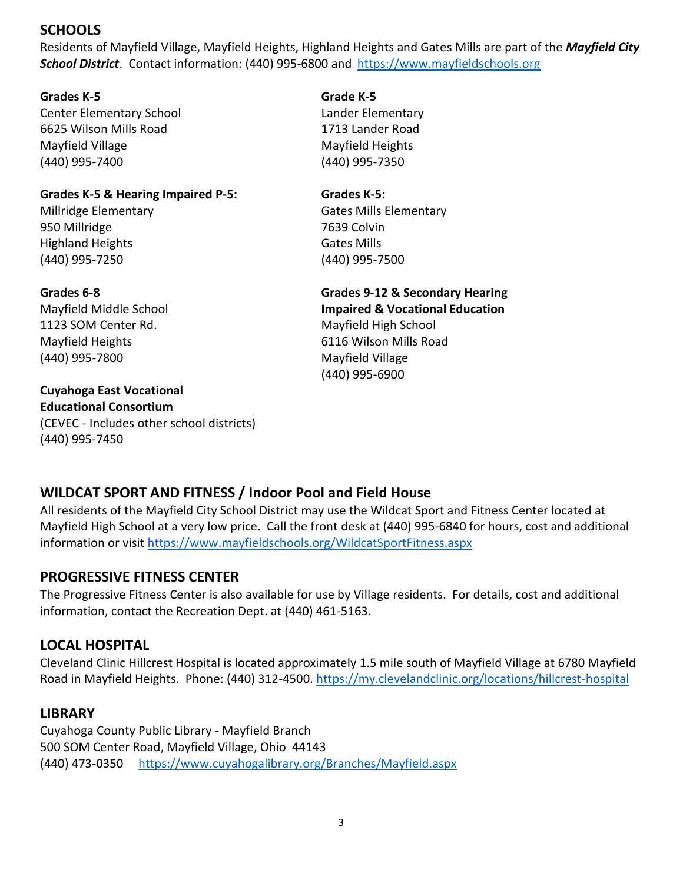## SCHOOLS

Residents of Mayfield Village, Mayfield Heights, Highland Heights and Gates Mills are part of the ***Mayfield City School District***. Contact information: (440) 995-6800 and https://www.mayfieldschools.org

**Grades K-5**
Center Elementary School
6625 Wilson Mills Road
Mayfield Village
(440) 995-7400

**Grade K-5**
Lander Elementary
1713 Lander Road
Mayfield Heights
(440) 995-7350

**Grades K-5 & Hearing Impaired P-5:**
Millridge Elementary
950 Millridge
Highland Heights
(440) 995-7250

**Grades K-5:**
Gates Mills Elementary
7639 Colvin
Gates Mills
(440) 995-7500

**Grades 6-8**
Mayfield Middle School
1123 SOM Center Rd.
Mayfield Heights
(440) 995-7800

**Grades 9-12 & Secondary Hearing Impaired & Vocational Education**
Mayfield High School
6116 Wilson Mills Road
Mayfield Village
(440) 995-6900

**Cuyahoga East Vocational Educational Consortium**
(CEVEC - Includes other school districts)
(440) 995-7450

## WILDCAT SPORT AND FITNESS / Indoor Pool and Field House

All residents of the Mayfield City School District may use the Wildcat Sport and Fitness Center located at Mayfield High School at a very low price. Call the front desk at (440) 995-6840 for hours, cost and additional information or visit https://www.mayfieldschools.org/WildcatSportFitness.aspx

## PROGRESSIVE FITNESS CENTER

The Progressive Fitness Center is also available for use by Village residents. For details, cost and additional information, contact the Recreation Dept. at (440) 461-5163.

## LOCAL HOSPITAL

Cleveland Clinic Hillcrest Hospital is located approximately 1.5 mile south of Mayfield Village at 6780 Mayfield Road in Mayfield Heights. Phone: (440) 312-4500. https://my.clevelandclinic.org/locations/hillcrest-hospital

## LIBRARY

Cuyahoga County Public Library - Mayfield Branch
500 SOM Center Road, Mayfield Village, Ohio 44143
(440) 473-0350 https://www.cuyahogalibrary.org/Branches/Mayfield.aspx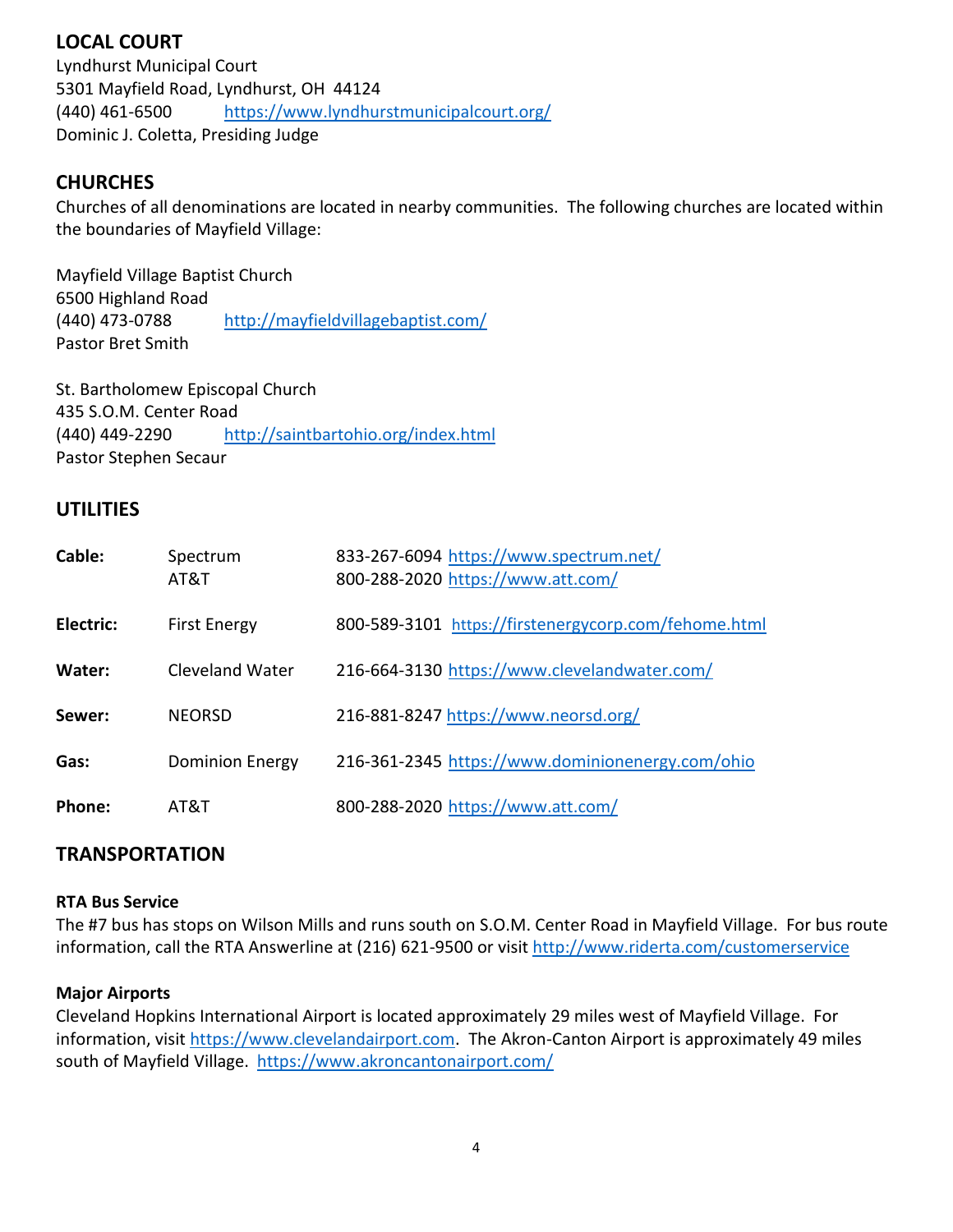## LOCAL COURT

Lyndhurst Municipal Court
5301 Mayfield Road, Lyndhurst, OH 44124
(440) 461-6500 https://www.lyndhurstmunicipalcourt.org/
Dominic J. Coletta, Presiding Judge

## CHURCHES

Churches of all denominations are located in nearby communities. The following churches are located within the boundaries of Mayfield Village:

Mayfield Village Baptist Church
6500 Highland Road
(440) 473-0788 http://mayfieldvillagebaptist.com/
Pastor Bret Smith

St. Bartholomew Episcopal Church
435 S.O.M. Center Road
(440) 449-2290 http://saintbartohio.org/index.html
Pastor Stephen Secaur

## UTILITIES

| | | |
|---|---|---|
| **Cable:** | Spectrum | 833-267-6094 https://www.spectrum.net/ |
| | AT&T | 800-288-2020 https://www.att.com/ |
| **Electric:** | First Energy | 800-589-3101 https://firstenergycorp.com/fehome.html |
| **Water:** | Cleveland Water | 216-664-3130 https://www.clevelandwater.com/ |
| **Sewer:** | NEORSD | 216-881-8247 https://www.neorsd.org/ |
| **Gas:** | Dominion Energy | 216-361-2345 https://www.dominionenergy.com/ohio |
| **Phone:** | AT&T | 800-288-2020 https://www.att.com/ |

## TRANSPORTATION

### RTA Bus Service

The #7 bus has stops on Wilson Mills and runs south on S.O.M. Center Road in Mayfield Village. For bus route information, call the RTA Answerline at (216) 621-9500 or visit http://www.riderta.com/customerservice

### Major Airports

Cleveland Hopkins International Airport is located approximately 29 miles west of Mayfield Village. For information, visit https://www.clevelandairport.com. The Akron-Canton Airport is approximately 49 miles south of Mayfield Village. https://www.akroncantonairport.com/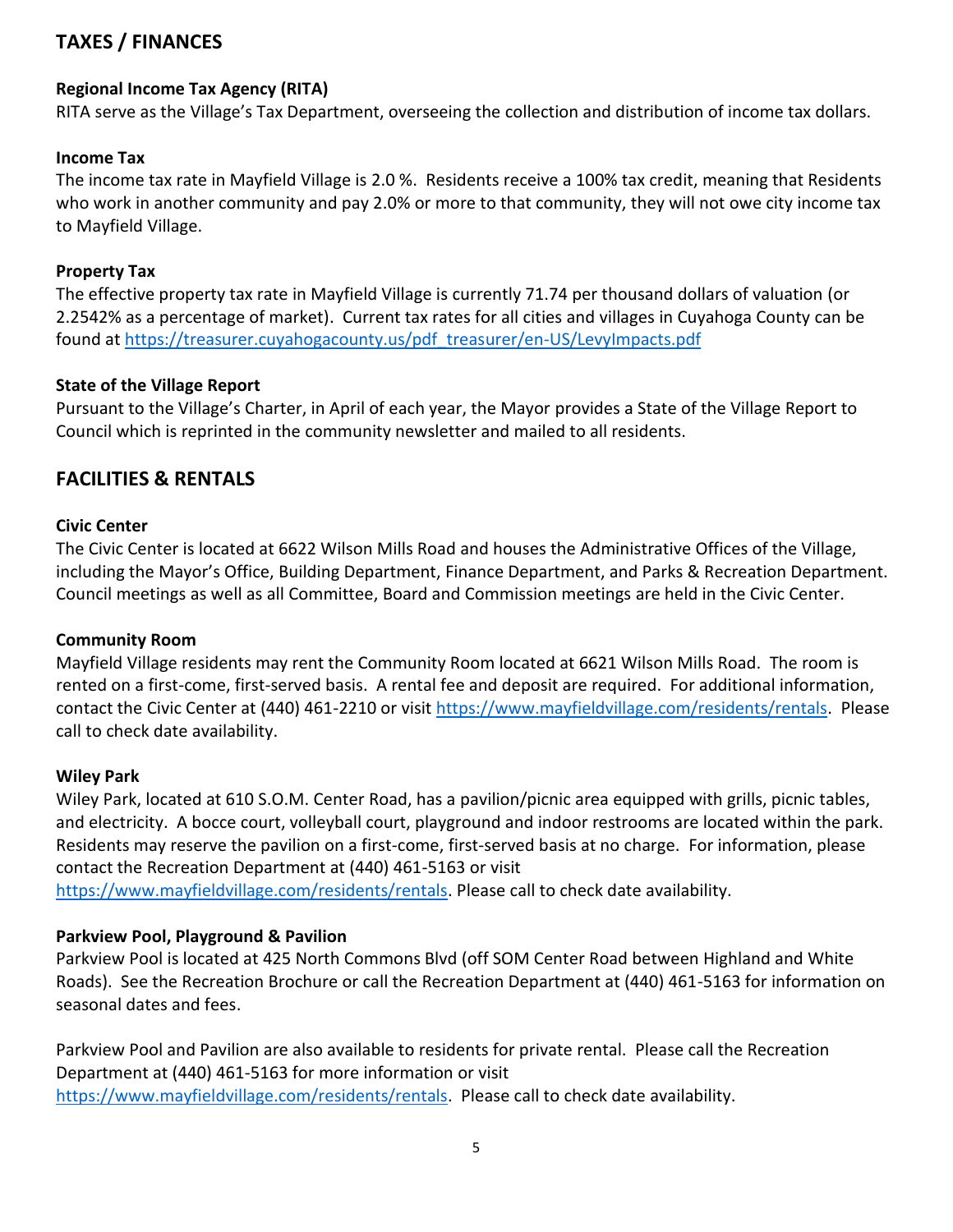## TAXES / FINANCES

### Regional Income Tax Agency (RITA)

RITA serve as the Village's Tax Department, overseeing the collection and distribution of income tax dollars.

### Income Tax

The income tax rate in Mayfield Village is 2.0 %. Residents receive a 100% tax credit, meaning that Residents who work in another community and pay 2.0% or more to that community, they will not owe city income tax to Mayfield Village.

### Property Tax

The effective property tax rate in Mayfield Village is currently 71.74 per thousand dollars of valuation (or 2.2542% as a percentage of market). Current tax rates for all cities and villages in Cuyahoga County can be found at https://treasurer.cuyahogacounty.us/pdf_treasurer/en-US/LevyImpacts.pdf

### State of the Village Report

Pursuant to the Village's Charter, in April of each year, the Mayor provides a State of the Village Report to Council which is reprinted in the community newsletter and mailed to all residents.

## FACILITIES & RENTALS

### Civic Center

The Civic Center is located at 6622 Wilson Mills Road and houses the Administrative Offices of the Village, including the Mayor's Office, Building Department, Finance Department, and Parks & Recreation Department. Council meetings as well as all Committee, Board and Commission meetings are held in the Civic Center.

### Community Room

Mayfield Village residents may rent the Community Room located at 6621 Wilson Mills Road. The room is rented on a first-come, first-served basis. A rental fee and deposit are required. For additional information, contact the Civic Center at (440) 461-2210 or visit https://www.mayfieldvillage.com/residents/rentals. Please call to check date availability.

### Wiley Park

Wiley Park, located at 610 S.O.M. Center Road, has a pavilion/picnic area equipped with grills, picnic tables, and electricity. A bocce court, volleyball court, playground and indoor restrooms are located within the park. Residents may reserve the pavilion on a first-come, first-served basis at no charge. For information, please contact the Recreation Department at (440) 461-5163 or visit https://www.mayfieldvillage.com/residents/rentals. Please call to check date availability.

### Parkview Pool, Playground & Pavilion

Parkview Pool is located at 425 North Commons Blvd (off SOM Center Road between Highland and White Roads). See the Recreation Brochure or call the Recreation Department at (440) 461-5163 for information on seasonal dates and fees.

Parkview Pool and Pavilion are also available to residents for private rental. Please call the Recreation Department at (440) 461-5163 for more information or visit https://www.mayfieldvillage.com/residents/rentals. Please call to check date availability.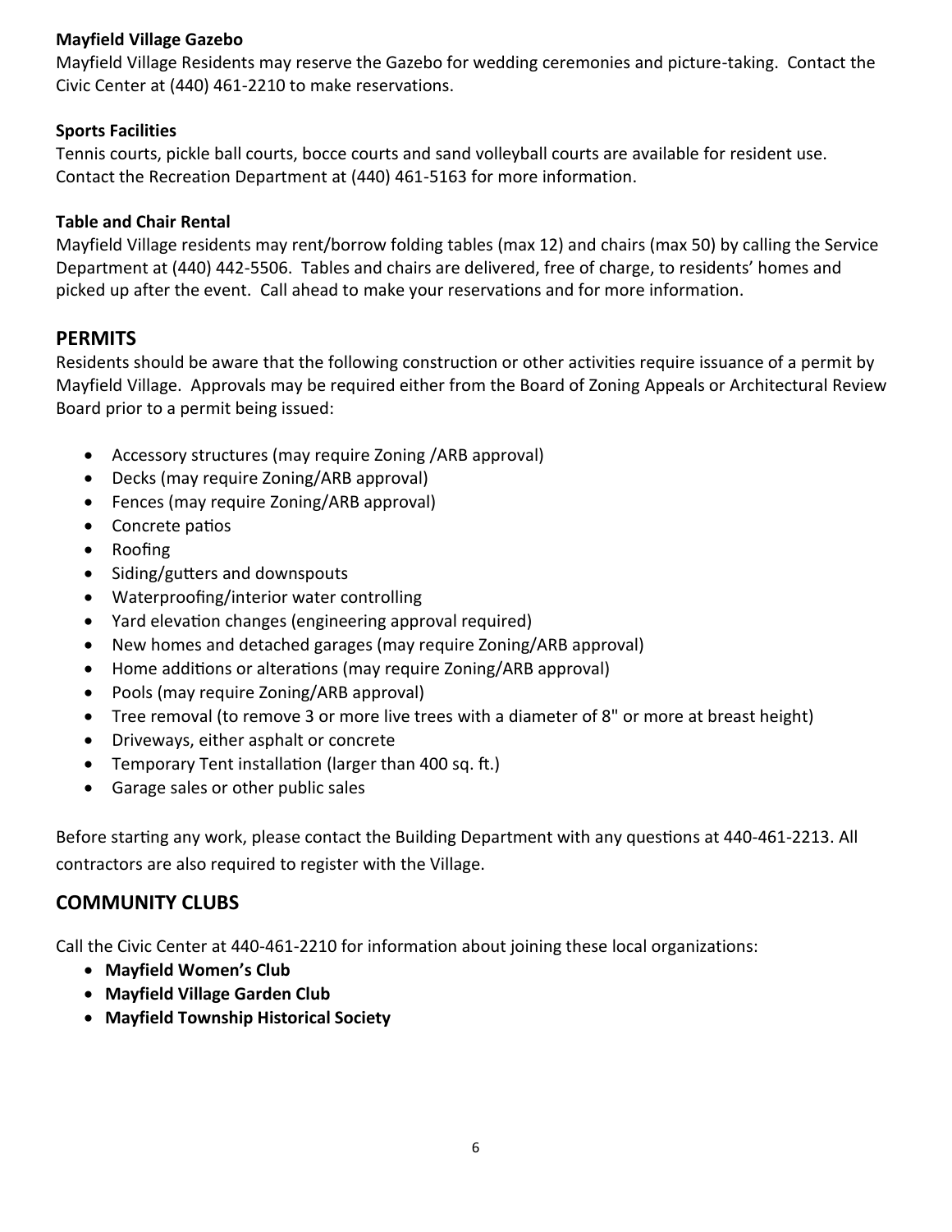### Mayfield Village Gazebo

Mayfield Village Residents may reserve the Gazebo for wedding ceremonies and picture-taking. Contact the Civic Center at (440) 461-2210 to make reservations.

### Sports Facilities

Tennis courts, pickle ball courts, bocce courts and sand volleyball courts are available for resident use. Contact the Recreation Department at (440) 461-5163 for more information.

### Table and Chair Rental

Mayfield Village residents may rent/borrow folding tables (max 12) and chairs (max 50) by calling the Service Department at (440) 442-5506. Tables and chairs are delivered, free of charge, to residents' homes and picked up after the event. Call ahead to make your reservations and for more information.

## PERMITS

Residents should be aware that the following construction or other activities require issuance of a permit by Mayfield Village. Approvals may be required either from the Board of Zoning Appeals or Architectural Review Board prior to a permit being issued:

- Accessory structures (may require Zoning /ARB approval)
- Decks (may require Zoning/ARB approval)
- Fences (may require Zoning/ARB approval)
- Concrete patios
- Roofing
- Siding/gutters and downspouts
- Waterproofing/interior water controlling
- Yard elevation changes (engineering approval required)
- New homes and detached garages (may require Zoning/ARB approval)
- Home additions or alterations (may require Zoning/ARB approval)
- Pools (may require Zoning/ARB approval)
- Tree removal (to remove 3 or more live trees with a diameter of 8" or more at breast height)
- Driveways, either asphalt or concrete
- Temporary Tent installation (larger than 400 sq. ft.)
- Garage sales or other public sales

Before starting any work, please contact the Building Department with any questions at 440-461-2213. All contractors are also required to register with the Village.

## COMMUNITY CLUBS

Call the Civic Center at 440-461-2210 for information about joining these local organizations:

- **Mayfield Women's Club**
- **Mayfield Village Garden Club**
- **Mayfield Township Historical Society**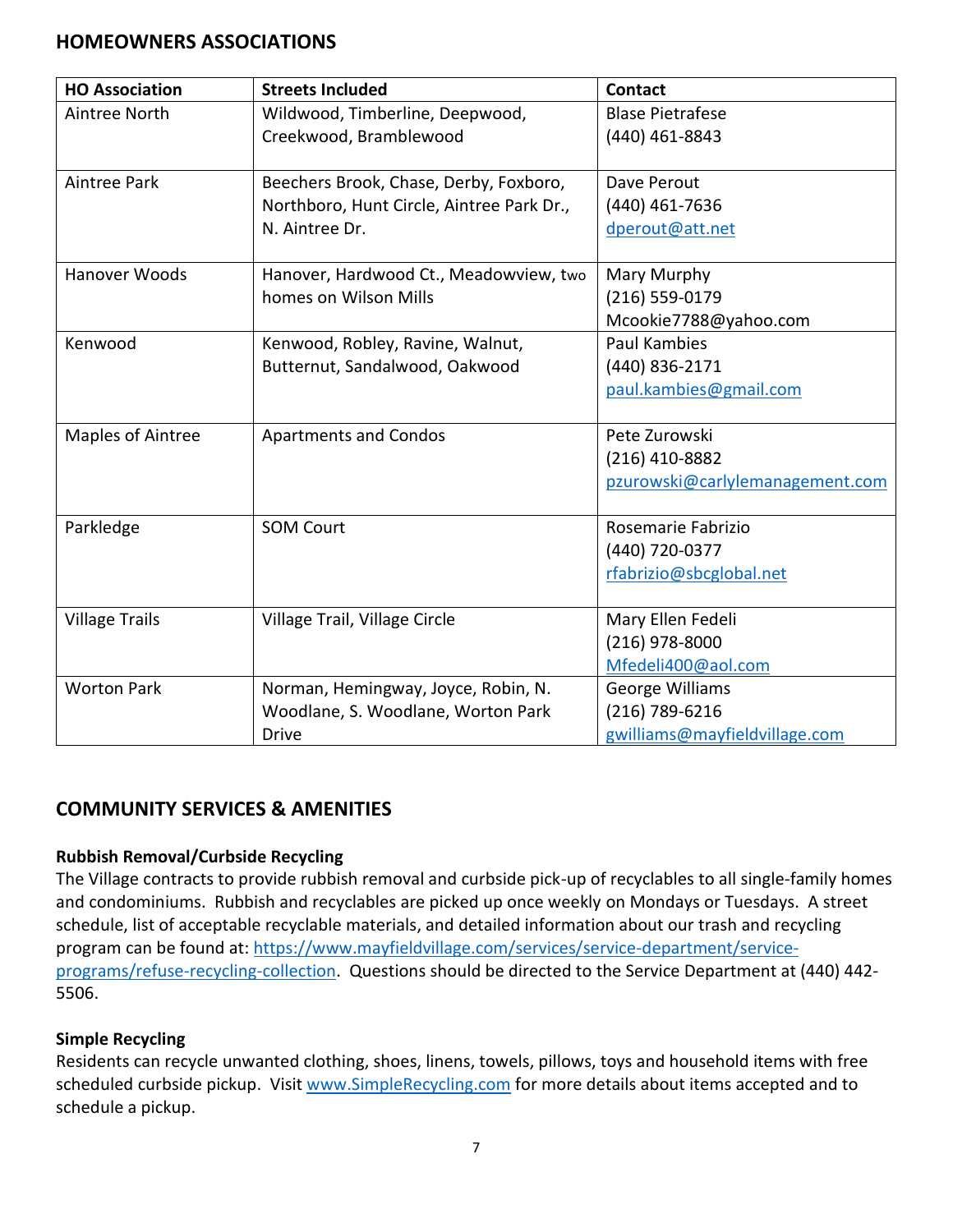## HOMEOWNERS ASSOCIATIONS

| HO Association | Streets Included | Contact |
|---|---|---|
| Aintree North | Wildwood, Timberline, Deepwood, Creekwood, Bramblewood | Blase Pietrafese<br>(440) 461-8843 |
| Aintree Park | Beechers Brook, Chase, Derby, Foxboro, Northboro, Hunt Circle, Aintree Park Dr., N. Aintree Dr. | Dave Perout<br>(440) 461-7636<br>dperout@att.net |
| Hanover Woods | Hanover, Hardwood Ct., Meadowview, two homes on Wilson Mills | Mary Murphy<br>(216) 559-0179<br>Mcookie7788@yahoo.com |
| Kenwood | Kenwood, Robley, Ravine, Walnut, Butternut, Sandalwood, Oakwood | Paul Kambies<br>(440) 836-2171<br>paul.kambies@gmail.com |
| Maples of Aintree | Apartments and Condos | Pete Zurowski<br>(216) 410-8882<br>pzurowski@carlylemanagement.com |
| Parkledge | SOM Court | Rosemarie Fabrizio<br>(440) 720-0377<br>rfabrizio@sbcglobal.net |
| Village Trails | Village Trail, Village Circle | Mary Ellen Fedeli<br>(216) 978-8000<br>Mfedeli400@aol.com |
| Worton Park | Norman, Hemingway, Joyce, Robin, N. Woodlane, S. Woodlane, Worton Park Drive | George Williams<br>(216) 789-6216<br>gwilliams@mayfieldvillage.com |

## COMMUNITY SERVICES & AMENITIES

**Rubbish Removal/Curbside Recycling**
The Village contracts to provide rubbish removal and curbside pick-up of recyclables to all single-family homes and condominiums. Rubbish and recyclables are picked up once weekly on Mondays or Tuesdays. A street schedule, list of acceptable recyclable materials, and detailed information about our trash and recycling program can be found at: https://www.mayfieldvillage.com/services/service-department/service-programs/refuse-recycling-collection. Questions should be directed to the Service Department at (440) 442-5506.

**Simple Recycling**
Residents can recycle unwanted clothing, shoes, linens, towels, pillows, toys and household items with free scheduled curbside pickup. Visit www.SimpleRecycling.com for more details about items accepted and to schedule a pickup.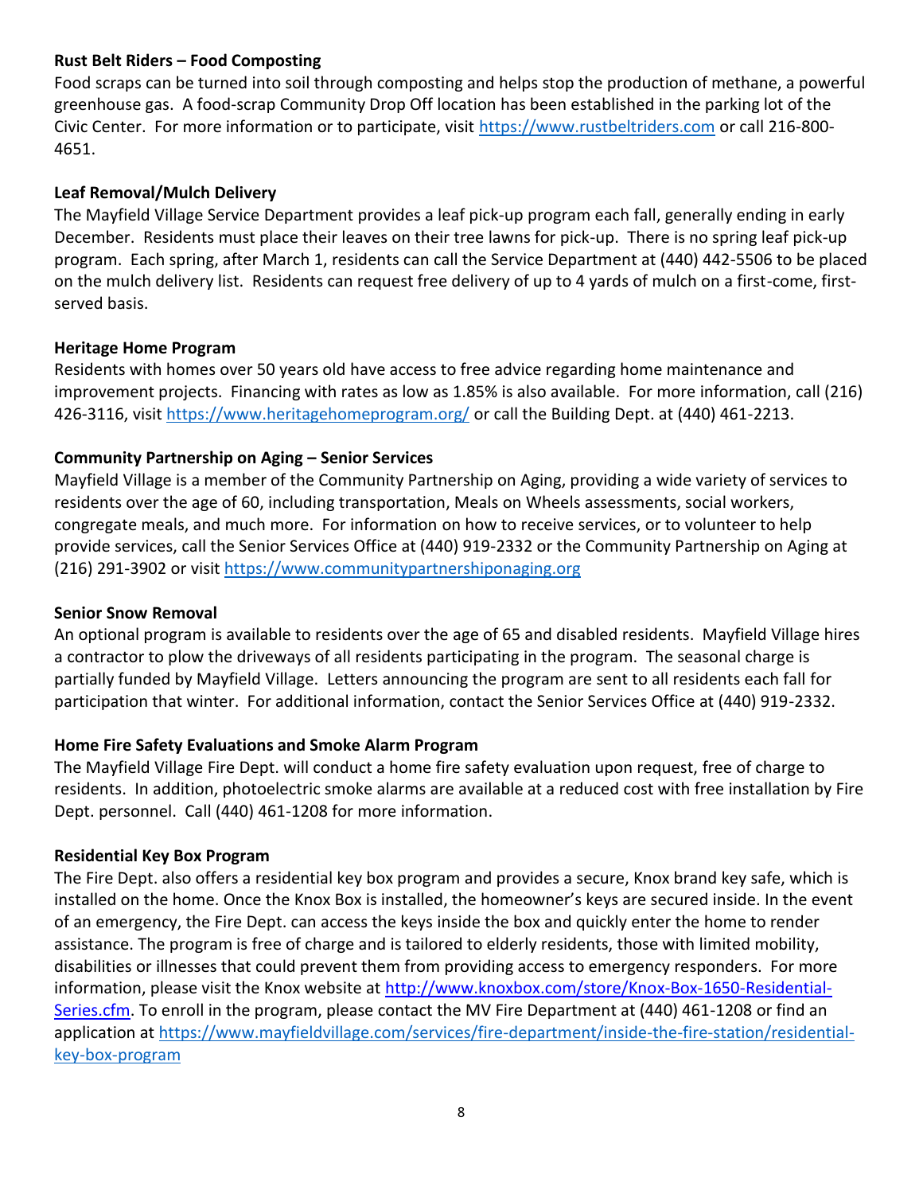**Rust Belt Riders – Food Composting**

Food scraps can be turned into soil through composting and helps stop the production of methane, a powerful greenhouse gas. A food-scrap Community Drop Off location has been established in the parking lot of the Civic Center. For more information or to participate, visit [https://www.rustbeltriders.com](https://www.rustbeltriders.com) or call 216-800-4651.

**Leaf Removal/Mulch Delivery**

The Mayfield Village Service Department provides a leaf pick-up program each fall, generally ending in early December. Residents must place their leaves on their tree lawns for pick-up. There is no spring leaf pick-up program. Each spring, after March 1, residents can call the Service Department at (440) 442-5506 to be placed on the mulch delivery list. Residents can request free delivery of up to 4 yards of mulch on a first-come, first-served basis.

**Heritage Home Program**

Residents with homes over 50 years old have access to free advice regarding home maintenance and improvement projects. Financing with rates as low as 1.85% is also available. For more information, call (216) 426-3116, visit [https://www.heritagehomeprogram.org/](https://www.heritagehomeprogram.org/) or call the Building Dept. at (440) 461-2213.

**Community Partnership on Aging – Senior Services**

Mayfield Village is a member of the Community Partnership on Aging, providing a wide variety of services to residents over the age of 60, including transportation, Meals on Wheels assessments, social workers, congregate meals, and much more. For information on how to receive services, or to volunteer to help provide services, call the Senior Services Office at (440) 919-2332 or the Community Partnership on Aging at (216) 291-3902 or visit [https://www.communitypartnershiponaging.org](https://www.communitypartnershiponaging.org)

**Senior Snow Removal**

An optional program is available to residents over the age of 65 and disabled residents. Mayfield Village hires a contractor to plow the driveways of all residents participating in the program. The seasonal charge is partially funded by Mayfield Village. Letters announcing the program are sent to all residents each fall for participation that winter. For additional information, contact the Senior Services Office at (440) 919-2332.

**Home Fire Safety Evaluations and Smoke Alarm Program**

The Mayfield Village Fire Dept. will conduct a home fire safety evaluation upon request, free of charge to residents. In addition, photoelectric smoke alarms are available at a reduced cost with free installation by Fire Dept. personnel. Call (440) 461-1208 for more information.

**Residential Key Box Program**

The Fire Dept. also offers a residential key box program and provides a secure, Knox brand key safe, which is installed on the home. Once the Knox Box is installed, the homeowner's keys are secured inside. In the event of an emergency, the Fire Dept. can access the keys inside the box and quickly enter the home to render assistance. The program is free of charge and is tailored to elderly residents, those with limited mobility, disabilities or illnesses that could prevent them from providing access to emergency responders. For more information, please visit the Knox website at [http://www.knoxbox.com/store/Knox-Box-1650-Residential-Series.cfm](http://www.knoxbox.com/store/Knox-Box-1650-Residential-Series.cfm). To enroll in the program, please contact the MV Fire Department at (440) 461-1208 or find an application at [https://www.mayfieldvillage.com/services/fire-department/inside-the-fire-station/residential-key-box-program](https://www.mayfieldvillage.com/services/fire-department/inside-the-fire-station/residential-key-box-program)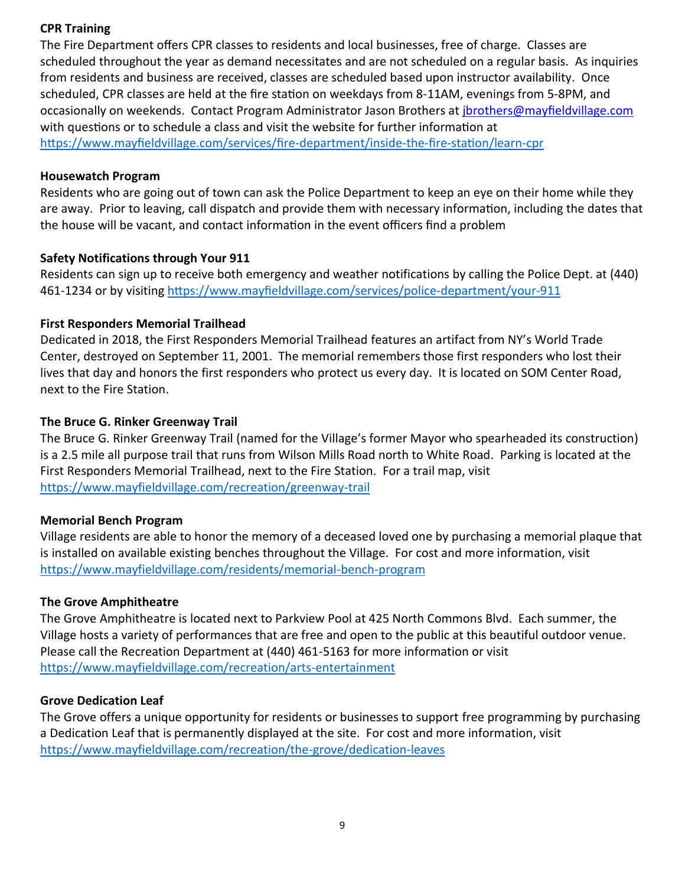**CPR Training**

The Fire Department offers CPR classes to residents and local businesses, free of charge. Classes are scheduled throughout the year as demand necessitates and are not scheduled on a regular basis. As inquiries from residents and business are received, classes are scheduled based upon instructor availability. Once scheduled, CPR classes are held at the fire station on weekdays from 8-11AM, evenings from 5-8PM, and occasionally on weekends. Contact Program Administrator Jason Brothers at jbrothers@mayfieldvillage.com with questions or to schedule a class and visit the website for further information at https://www.mayfieldvillage.com/services/fire-department/inside-the-fire-station/learn-cpr

**Housewatch Program**

Residents who are going out of town can ask the Police Department to keep an eye on their home while they are away. Prior to leaving, call dispatch and provide them with necessary information, including the dates that the house will be vacant, and contact information in the event officers find a problem

**Safety Notifications through Your 911**

Residents can sign up to receive both emergency and weather notifications by calling the Police Dept. at (440) 461-1234 or by visiting https://www.mayfieldvillage.com/services/police-department/your-911

**First Responders Memorial Trailhead**

Dedicated in 2018, the First Responders Memorial Trailhead features an artifact from NY's World Trade Center, destroyed on September 11, 2001. The memorial remembers those first responders who lost their lives that day and honors the first responders who protect us every day. It is located on SOM Center Road, next to the Fire Station.

**The Bruce G. Rinker Greenway Trail**

The Bruce G. Rinker Greenway Trail (named for the Village's former Mayor who spearheaded its construction) is a 2.5 mile all purpose trail that runs from Wilson Mills Road north to White Road. Parking is located at the First Responders Memorial Trailhead, next to the Fire Station. For a trail map, visit https://www.mayfieldvillage.com/recreation/greenway-trail

**Memorial Bench Program**

Village residents are able to honor the memory of a deceased loved one by purchasing a memorial plaque that is installed on available existing benches throughout the Village. For cost and more information, visit https://www.mayfieldvillage.com/residents/memorial-bench-program

**The Grove Amphitheatre**

The Grove Amphitheatre is located next to Parkview Pool at 425 North Commons Blvd. Each summer, the Village hosts a variety of performances that are free and open to the public at this beautiful outdoor venue. Please call the Recreation Department at (440) 461-5163 for more information or visit https://www.mayfieldvillage.com/recreation/arts-entertainment

**Grove Dedication Leaf**

The Grove offers a unique opportunity for residents or businesses to support free programming by purchasing a Dedication Leaf that is permanently displayed at the site. For cost and more information, visit https://www.mayfieldvillage.com/recreation/the-grove/dedication-leaves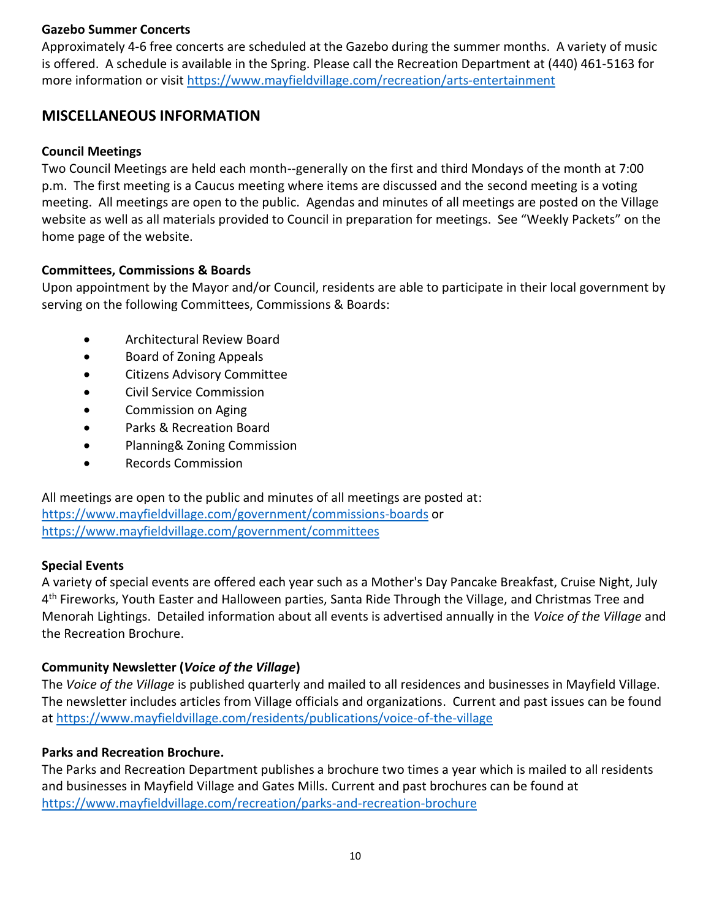**Gazebo Summer Concerts**

Approximately 4-6 free concerts are scheduled at the Gazebo during the summer months. A variety of music is offered. A schedule is available in the Spring. Please call the Recreation Department at (440) 461-5163 for more information or visit https://www.mayfieldvillage.com/recreation/arts-entertainment

## MISCELLANEOUS INFORMATION

**Council Meetings**

Two Council Meetings are held each month--generally on the first and third Mondays of the month at 7:00 p.m. The first meeting is a Caucus meeting where items are discussed and the second meeting is a voting meeting. All meetings are open to the public. Agendas and minutes of all meetings are posted on the Village website as well as all materials provided to Council in preparation for meetings. See "Weekly Packets" on the home page of the website.

**Committees, Commissions & Boards**

Upon appointment by the Mayor and/or Council, residents are able to participate in their local government by serving on the following Committees, Commissions & Boards:

- Architectural Review Board
- Board of Zoning Appeals
- Citizens Advisory Committee
- Civil Service Commission
- Commission on Aging
- Parks & Recreation Board
- Planning& Zoning Commission
- Records Commission

All meetings are open to the public and minutes of all meetings are posted at:
https://www.mayfieldvillage.com/government/commissions-boards or
https://www.mayfieldvillage.com/government/committees

**Special Events**

A variety of special events are offered each year such as a Mother's Day Pancake Breakfast, Cruise Night, July 4th Fireworks, Youth Easter and Halloween parties, Santa Ride Through the Village, and Christmas Tree and Menorah Lightings. Detailed information about all events is advertised annually in the *Voice of the Village* and the Recreation Brochure.

**Community Newsletter (*Voice of the Village*)**

The *Voice of the Village* is published quarterly and mailed to all residences and businesses in Mayfield Village. The newsletter includes articles from Village officials and organizations. Current and past issues can be found at https://www.mayfieldvillage.com/residents/publications/voice-of-the-village

**Parks and Recreation Brochure.**

The Parks and Recreation Department publishes a brochure two times a year which is mailed to all residents and businesses in Mayfield Village and Gates Mills. Current and past brochures can be found at https://www.mayfieldvillage.com/recreation/parks-and-recreation-brochure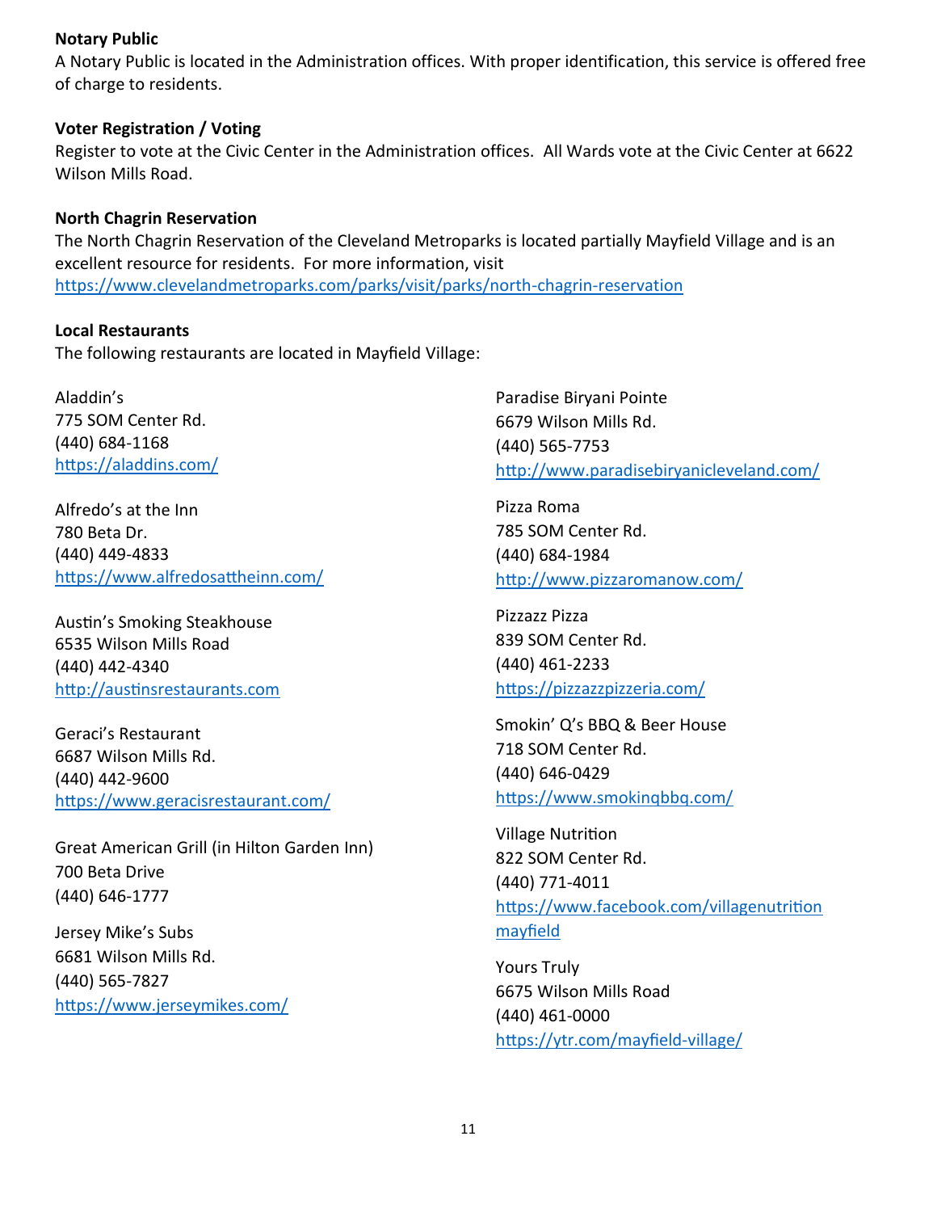**Notary Public**

A Notary Public is located in the Administration offices. With proper identification, this service is offered free of charge to residents.

**Voter Registration / Voting**

Register to vote at the Civic Center in the Administration offices. All Wards vote at the Civic Center at 6622 Wilson Mills Road.

**North Chagrin Reservation**

The North Chagrin Reservation of the Cleveland Metroparks is located partially Mayfield Village and is an excellent resource for residents. For more information, visit https://www.clevelandmetroparks.com/parks/visit/parks/north-chagrin-reservation

**Local Restaurants**

The following restaurants are located in Mayfield Village:

Aladdin's
775 SOM Center Rd.
(440) 684-1168
https://aladdins.com/

Alfredo's at the Inn
780 Beta Dr.
(440) 449-4833
https://www.alfredosattheinn.com/

Austin's Smoking Steakhouse
6535 Wilson Mills Road
(440) 442-4340
http://austinsrestaurants.com

Geraci's Restaurant
6687 Wilson Mills Rd.
(440) 442-9600
https://www.geracisrestaurant.com/

Great American Grill (in Hilton Garden Inn)
700 Beta Drive
(440) 646-1777

Jersey Mike's Subs
6681 Wilson Mills Rd.
(440) 565-7827
https://www.jerseymikes.com/

Paradise Biryani Pointe
6679 Wilson Mills Rd.
(440) 565-7753
http://www.paradisebiryanicleveland.com/

Pizza Roma
785 SOM Center Rd.
(440) 684-1984
http://www.pizzaromanow.com/

Pizzazz Pizza
839 SOM Center Rd.
(440) 461-2233
https://pizzazzpizzeria.com/

Smokin' Q's BBQ & Beer House
718 SOM Center Rd.
(440) 646-0429
https://www.smokinqbbq.com/

Village Nutrition
822 SOM Center Rd.
(440) 771-4011
https://www.facebook.com/villagenutritionmayfield

Yours Truly
6675 Wilson Mills Road
(440) 461-0000
https://ytr.com/mayfield-village/